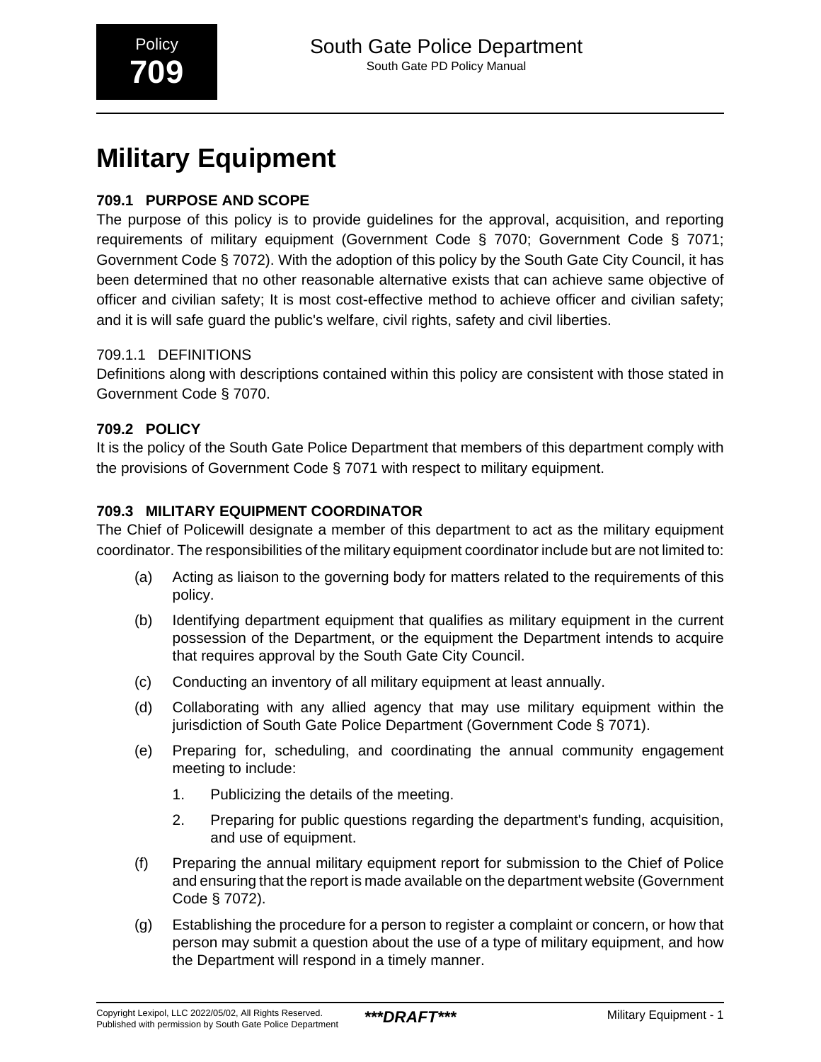Policy **709**

# Military Equipment

## 709.1 PURPOSE AND SCOPE

The purpose of this policy is to provide guidelines for the approval, acquisition, and reporting requirements of military equipment (Government Code § 7070; Government Code § 7071; Government Code § 7072). With the adoption of this policy by the South Gate City Council, it has been determined that no other reasonable alternative exists that can achieve same objective of officer and civilian safety; It is most cost-effective method to achieve officer and civilian safety; and it is will safe guard the public's welfare, civil rights, safety and civil liberties.

### 709.1.1 DEFINITIONS

Definitions along with descriptions contained within this policy are consistent with those stated in Government Code § 7070.

## 709.2 POLICY

It is the policy of the South Gate Police Department that members of this department comply with the provisions of Government Code § 7071 with respect to military equipment.

## 709.3 MILITARY EQUIPMENT COORDINATOR

The Chief of Policewill designate a member of this department to act as the military equipment coordinator. The responsibilities of the military equipment coordinator include but are not limited to:

(a) Acting as liaison to the governing body for matters related to the requirements of this policy.

(b) Identifying department equipment that qualifies as military equipment in the current possession of the Department, or the equipment the Department intends to acquire that requires approval by the South Gate City Council.

(c) Conducting an inventory of all military equipment at least annually.

(d) Collaborating with any allied agency that may use military equipment within the jurisdiction of South Gate Police Department (Government Code § 7071).

(e) Preparing for, scheduling, and coordinating the annual community engagement meeting to include:

1. Publicizing the details of the meeting.

2. Preparing for public questions regarding the department's funding, acquisition, and use of equipment.

(f) Preparing the annual military equipment report for submission to the Chief of Police and ensuring that the report is made available on the department website (Government Code § 7072).

(g) Establishing the procedure for a person to register a complaint or concern, or how that person may submit a question about the use of a type of military equipment, and how the Department will respond in a timely manner.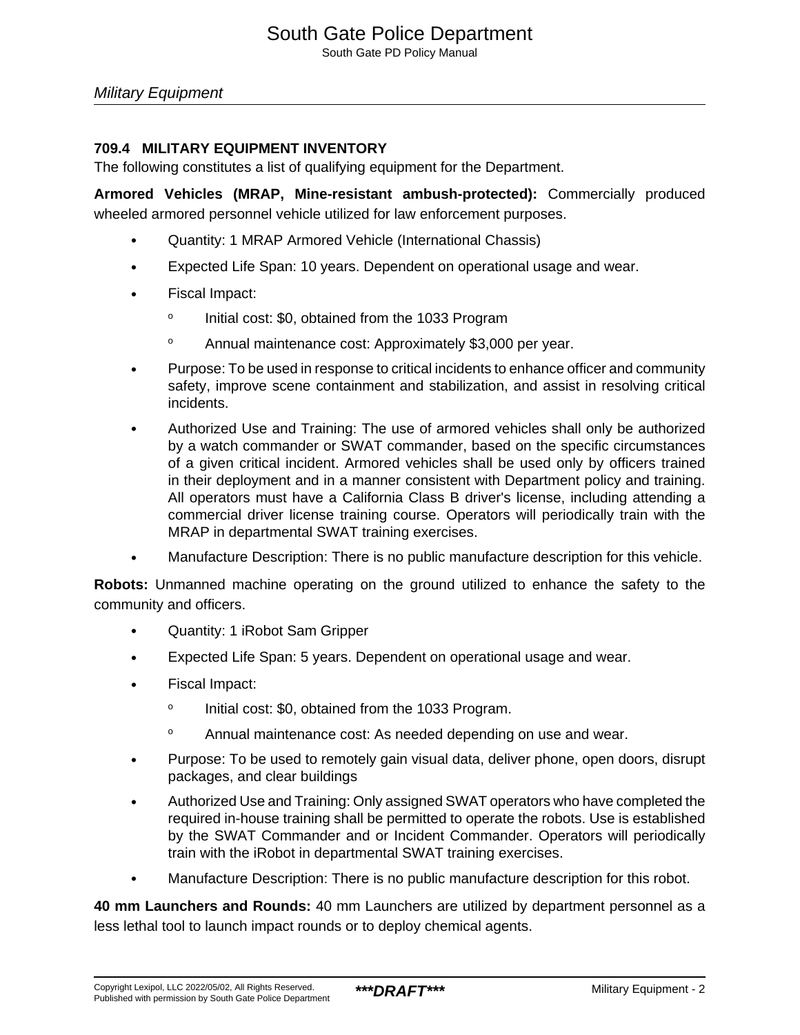### 709.4 MILITARY EQUIPMENT INVENTORY

The following constitutes a list of qualifying equipment for the Department.

**Armored Vehicles (MRAP, Mine-resistant ambush-protected):** Commercially produced wheeled armored personnel vehicle utilized for law enforcement purposes.

- Quantity: 1 MRAP Armored Vehicle (International Chassis)
- Expected Life Span: 10 years. Dependent on operational usage and wear.
- Fiscal Impact:
  - Initial cost: $0, obtained from the 1033 Program
  - Annual maintenance cost: Approximately $3,000 per year.
- Purpose: To be used in response to critical incidents to enhance officer and community safety, improve scene containment and stabilization, and assist in resolving critical incidents.
- Authorized Use and Training: The use of armored vehicles shall only be authorized by a watch commander or SWAT commander, based on the specific circumstances of a given critical incident. Armored vehicles shall be used only by officers trained in their deployment and in a manner consistent with Department policy and training. All operators must have a California Class B driver's license, including attending a commercial driver license training course. Operators will periodically train with the MRAP in departmental SWAT training exercises.
- Manufacture Description: There is no public manufacture description for this vehicle.

**Robots:** Unmanned machine operating on the ground utilized to enhance the safety to the community and officers.

- Quantity: 1 iRobot Sam Gripper
- Expected Life Span: 5 years. Dependent on operational usage and wear.
- Fiscal Impact:
  - Initial cost: $0, obtained from the 1033 Program.
  - Annual maintenance cost: As needed depending on use and wear.
- Purpose: To be used to remotely gain visual data, deliver phone, open doors, disrupt packages, and clear buildings
- Authorized Use and Training: Only assigned SWAT operators who have completed the required in-house training shall be permitted to operate the robots. Use is established by the SWAT Commander and or Incident Commander. Operators will periodically train with the iRobot in departmental SWAT training exercises.
- Manufacture Description: There is no public manufacture description for this robot.

**40 mm Launchers and Rounds:** 40 mm Launchers are utilized by department personnel as a less lethal tool to launch impact rounds or to deploy chemical agents.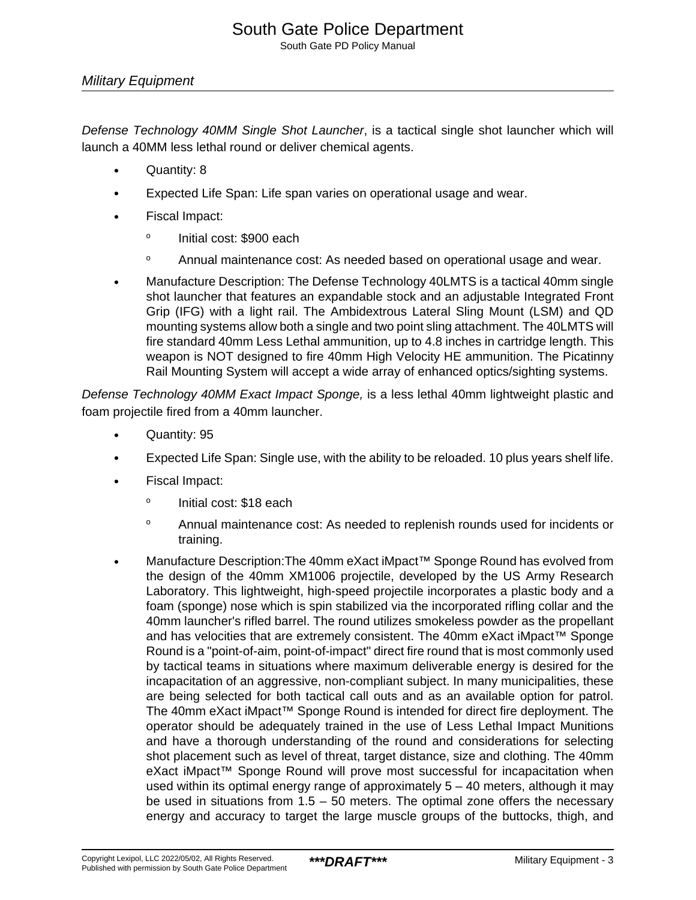*Defense Technology 40MM Single Shot Launcher*, is a tactical single shot launcher which will launch a 40MM less lethal round or deliver chemical agents.

- Quantity: 8
- Expected Life Span: Life span varies on operational usage and wear.
- Fiscal Impact:
  - Initial cost: $900 each
  - Annual maintenance cost: As needed based on operational usage and wear.
- Manufacture Description: The Defense Technology 40LMTS is a tactical 40mm single shot launcher that features an expandable stock and an adjustable Integrated Front Grip (IFG) with a light rail. The Ambidextrous Lateral Sling Mount (LSM) and QD mounting systems allow both a single and two point sling attachment. The 40LMTS will fire standard 40mm Less Lethal ammunition, up to 4.8 inches in cartridge length. This weapon is NOT designed to fire 40mm High Velocity HE ammunition. The Picatinny Rail Mounting System will accept a wide array of enhanced optics/sighting systems.

*Defense Technology 40MM Exact Impact Sponge,* is a less lethal 40mm lightweight plastic and foam projectile fired from a 40mm launcher.

- Quantity: 95
- Expected Life Span: Single use, with the ability to be reloaded. 10 plus years shelf life.
- Fiscal Impact:
  - Initial cost: $18 each
  - Annual maintenance cost: As needed to replenish rounds used for incidents or training.
- Manufacture Description:The 40mm eXact iMpact™ Sponge Round has evolved from the design of the 40mm XM1006 projectile, developed by the US Army Research Laboratory. This lightweight, high-speed projectile incorporates a plastic body and a foam (sponge) nose which is spin stabilized via the incorporated rifling collar and the 40mm launcher's rifled barrel. The round utilizes smokeless powder as the propellant and has velocities that are extremely consistent. The 40mm eXact iMpact™ Sponge Round is a "point-of-aim, point-of-impact" direct fire round that is most commonly used by tactical teams in situations where maximum deliverable energy is desired for the incapacitation of an aggressive, non-compliant subject. In many municipalities, these are being selected for both tactical call outs and as an available option for patrol. The 40mm eXact iMpact™ Sponge Round is intended for direct fire deployment. The operator should be adequately trained in the use of Less Lethal Impact Munitions and have a thorough understanding of the round and considerations for selecting shot placement such as level of threat, target distance, size and clothing. The 40mm eXact iMpact™ Sponge Round will prove most successful for incapacitation when used within its optimal energy range of approximately 5 – 40 meters, although it may be used in situations from 1.5 – 50 meters. The optimal zone offers the necessary energy and accuracy to target the large muscle groups of the buttocks, thigh, and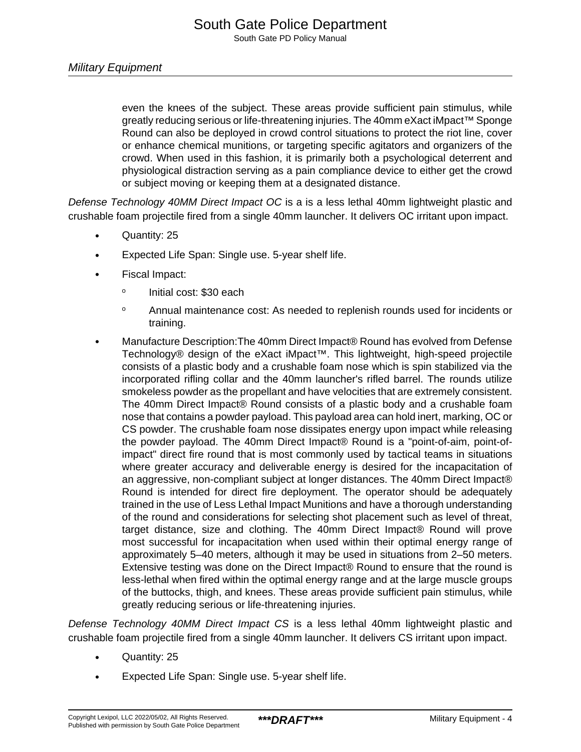even the knees of the subject. These areas provide sufficient pain stimulus, while greatly reducing serious or life-threatening injuries. The 40mm eXact iMpact™ Sponge Round can also be deployed in crowd control situations to protect the riot line, cover or enhance chemical munitions, or targeting specific agitators and organizers of the crowd. When used in this fashion, it is primarily both a psychological deterrent and physiological distraction serving as a pain compliance device to either get the crowd or subject moving or keeping them at a designated distance.

*Defense Technology 40MM Direct Impact OC* is a is a less lethal 40mm lightweight plastic and crushable foam projectile fired from a single 40mm launcher. It delivers OC irritant upon impact.

- Quantity: 25
- Expected Life Span: Single use. 5-year shelf life.
- Fiscal Impact:
  - Initial cost: $30 each
  - Annual maintenance cost: As needed to replenish rounds used for incidents or training.
- Manufacture Description:The 40mm Direct Impact® Round has evolved from Defense Technology® design of the eXact iMpact™. This lightweight, high-speed projectile consists of a plastic body and a crushable foam nose which is spin stabilized via the incorporated rifling collar and the 40mm launcher's rifled barrel. The rounds utilize smokeless powder as the propellant and have velocities that are extremely consistent. The 40mm Direct Impact® Round consists of a plastic body and a crushable foam nose that contains a powder payload. This payload area can hold inert, marking, OC or CS powder. The crushable foam nose dissipates energy upon impact while releasing the powder payload. The 40mm Direct Impact® Round is a "point-of-aim, point-of-impact" direct fire round that is most commonly used by tactical teams in situations where greater accuracy and deliverable energy is desired for the incapacitation of an aggressive, non-compliant subject at longer distances. The 40mm Direct Impact® Round is intended for direct fire deployment. The operator should be adequately trained in the use of Less Lethal Impact Munitions and have a thorough understanding of the round and considerations for selecting shot placement such as level of threat, target distance, size and clothing. The 40mm Direct Impact® Round will prove most successful for incapacitation when used within their optimal energy range of approximately 5–40 meters, although it may be used in situations from 2–50 meters. Extensive testing was done on the Direct Impact® Round to ensure that the round is less-lethal when fired within the optimal energy range and at the large muscle groups of the buttocks, thigh, and knees. These areas provide sufficient pain stimulus, while greatly reducing serious or life-threatening injuries.

*Defense Technology 40MM Direct Impact CS* is a less lethal 40mm lightweight plastic and crushable foam projectile fired from a single 40mm launcher. It delivers CS irritant upon impact.

- Quantity: 25
- Expected Life Span: Single use. 5-year shelf life.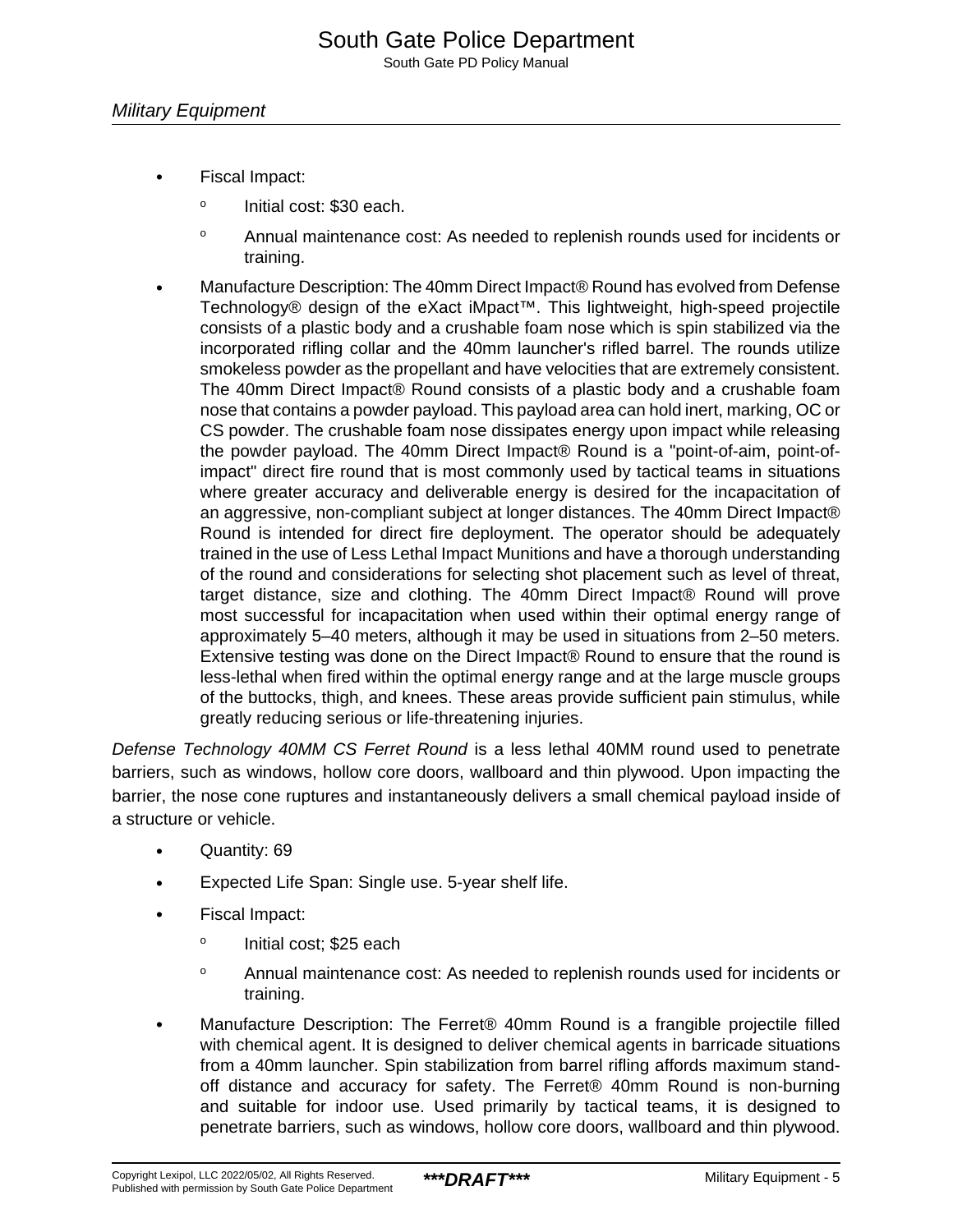- Fiscal Impact:
    - Initial cost: $30 each.
    - Annual maintenance cost: As needed to replenish rounds used for incidents or training.
- Manufacture Description: The 40mm Direct Impact® Round has evolved from Defense Technology® design of the eXact iMpact™. This lightweight, high-speed projectile consists of a plastic body and a crushable foam nose which is spin stabilized via the incorporated rifling collar and the 40mm launcher's rifled barrel. The rounds utilize smokeless powder as the propellant and have velocities that are extremely consistent. The 40mm Direct Impact® Round consists of a plastic body and a crushable foam nose that contains a powder payload. This payload area can hold inert, marking, OC or CS powder. The crushable foam nose dissipates energy upon impact while releasing the powder payload. The 40mm Direct Impact® Round is a "point-of-aim, point-of-impact" direct fire round that is most commonly used by tactical teams in situations where greater accuracy and deliverable energy is desired for the incapacitation of an aggressive, non-compliant subject at longer distances. The 40mm Direct Impact® Round is intended for direct fire deployment. The operator should be adequately trained in the use of Less Lethal Impact Munitions and have a thorough understanding of the round and considerations for selecting shot placement such as level of threat, target distance, size and clothing. The 40mm Direct Impact® Round will prove most successful for incapacitation when used within their optimal energy range of approximately 5–40 meters, although it may be used in situations from 2–50 meters. Extensive testing was done on the Direct Impact® Round to ensure that the round is less-lethal when fired within the optimal energy range and at the large muscle groups of the buttocks, thigh, and knees. These areas provide sufficient pain stimulus, while greatly reducing serious or life-threatening injuries.

*Defense Technology 40MM CS Ferret Round* is a less lethal 40MM round used to penetrate barriers, such as windows, hollow core doors, wallboard and thin plywood. Upon impacting the barrier, the nose cone ruptures and instantaneously delivers a small chemical payload inside of a structure or vehicle.

- Quantity: 69
- Expected Life Span: Single use. 5-year shelf life.
- Fiscal Impact:
    - Initial cost; $25 each
    - Annual maintenance cost: As needed to replenish rounds used for incidents or training.
- Manufacture Description: The Ferret® 40mm Round is a frangible projectile filled with chemical agent. It is designed to deliver chemical agents in barricade situations from a 40mm launcher. Spin stabilization from barrel rifling affords maximum stand-off distance and accuracy for safety. The Ferret® 40mm Round is non-burning and suitable for indoor use. Used primarily by tactical teams, it is designed to penetrate barriers, such as windows, hollow core doors, wallboard and thin plywood.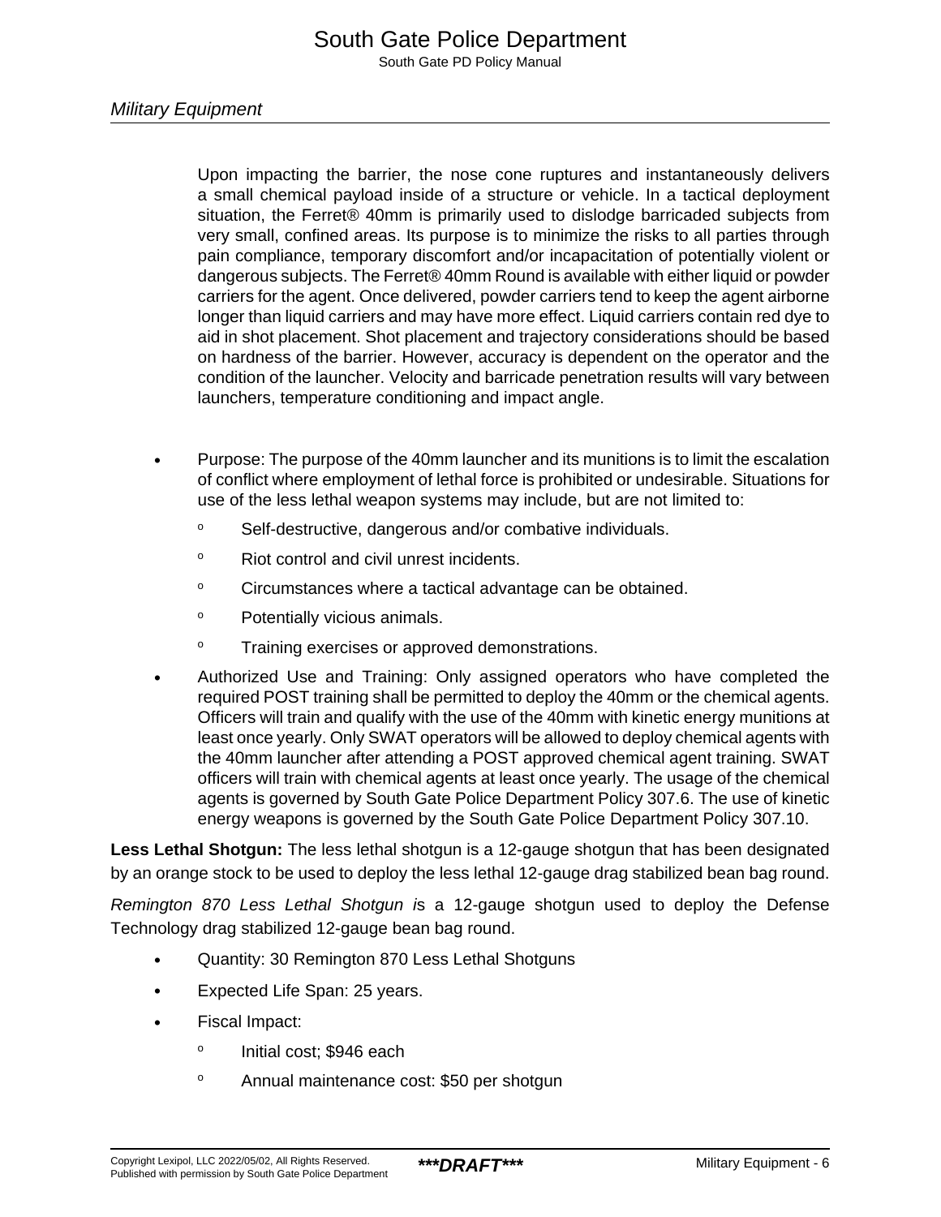Upon impacting the barrier, the nose cone ruptures and instantaneously delivers a small chemical payload inside of a structure or vehicle. In a tactical deployment situation, the Ferret® 40mm is primarily used to dislodge barricaded subjects from very small, confined areas. Its purpose is to minimize the risks to all parties through pain compliance, temporary discomfort and/or incapacitation of potentially violent or dangerous subjects. The Ferret® 40mm Round is available with either liquid or powder carriers for the agent. Once delivered, powder carriers tend to keep the agent airborne longer than liquid carriers and may have more effect. Liquid carriers contain red dye to aid in shot placement. Shot placement and trajectory considerations should be based on hardness of the barrier. However, accuracy is dependent on the operator and the condition of the launcher. Velocity and barricade penetration results will vary between launchers, temperature conditioning and impact angle.

- Purpose: The purpose of the 40mm launcher and its munitions is to limit the escalation of conflict where employment of lethal force is prohibited or undesirable. Situations for use of the less lethal weapon systems may include, but are not limited to:
  - Self-destructive, dangerous and/or combative individuals.
  - Riot control and civil unrest incidents.
  - Circumstances where a tactical advantage can be obtained.
  - Potentially vicious animals.
  - Training exercises or approved demonstrations.
- Authorized Use and Training: Only assigned operators who have completed the required POST training shall be permitted to deploy the 40mm or the chemical agents. Officers will train and qualify with the use of the 40mm with kinetic energy munitions at least once yearly. Only SWAT operators will be allowed to deploy chemical agents with the 40mm launcher after attending a POST approved chemical agent training. SWAT officers will train with chemical agents at least once yearly. The usage of the chemical agents is governed by South Gate Police Department Policy 307.6. The use of kinetic energy weapons is governed by the South Gate Police Department Policy 307.10.

**Less Lethal Shotgun:** The less lethal shotgun is a 12-gauge shotgun that has been designated by an orange stock to be used to deploy the less lethal 12-gauge drag stabilized bean bag round.

*Remington 870 Less Lethal Shotgun i*s a 12-gauge shotgun used to deploy the Defense Technology drag stabilized 12-gauge bean bag round.

- Quantity: 30 Remington 870 Less Lethal Shotguns
- Expected Life Span: 25 years.
- Fiscal Impact:
  - Initial cost; $946 each
  - Annual maintenance cost: $50 per shotgun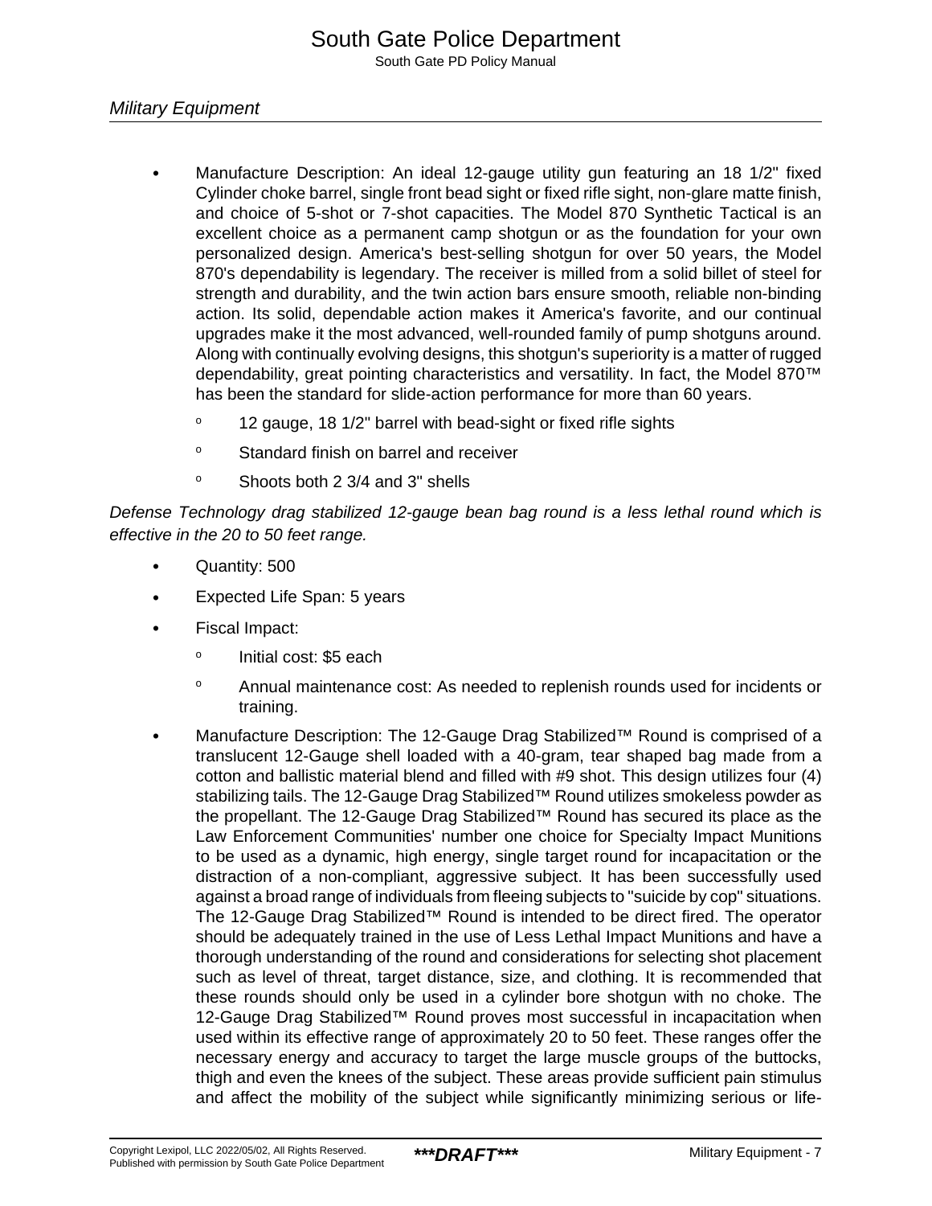- Manufacture Description: An ideal 12-gauge utility gun featuring an 18 1/2" fixed Cylinder choke barrel, single front bead sight or fixed rifle sight, non-glare matte finish, and choice of 5-shot or 7-shot capacities. The Model 870 Synthetic Tactical is an excellent choice as a permanent camp shotgun or as the foundation for your own personalized design. America's best-selling shotgun for over 50 years, the Model 870's dependability is legendary. The receiver is milled from a solid billet of steel for strength and durability, and the twin action bars ensure smooth, reliable non-binding action. Its solid, dependable action makes it America's favorite, and our continual upgrades make it the most advanced, well-rounded family of pump shotguns around. Along with continually evolving designs, this shotgun's superiority is a matter of rugged dependability, great pointing characteristics and versatility. In fact, the Model 870™ has been the standard for slide-action performance for more than 60 years.
  - 12 gauge, 18 1/2" barrel with bead-sight or fixed rifle sights
  - Standard finish on barrel and receiver
  - Shoots both 2 3/4 and 3" shells

*Defense Technology drag stabilized 12-gauge bean bag round is a less lethal round which is effective in the 20 to 50 feet range.*

- Quantity: 500
- Expected Life Span: 5 years
- Fiscal Impact:
  - Initial cost: $5 each
  - Annual maintenance cost: As needed to replenish rounds used for incidents or training.
- Manufacture Description: The 12-Gauge Drag Stabilized™ Round is comprised of a translucent 12-Gauge shell loaded with a 40-gram, tear shaped bag made from a cotton and ballistic material blend and filled with #9 shot. This design utilizes four (4) stabilizing tails. The 12-Gauge Drag Stabilized™ Round utilizes smokeless powder as the propellant. The 12-Gauge Drag Stabilized™ Round has secured its place as the Law Enforcement Communities' number one choice for Specialty Impact Munitions to be used as a dynamic, high energy, single target round for incapacitation or the distraction of a non-compliant, aggressive subject. It has been successfully used against a broad range of individuals from fleeing subjects to "suicide by cop" situations. The 12-Gauge Drag Stabilized™ Round is intended to be direct fired. The operator should be adequately trained in the use of Less Lethal Impact Munitions and have a thorough understanding of the round and considerations for selecting shot placement such as level of threat, target distance, size, and clothing. It is recommended that these rounds should only be used in a cylinder bore shotgun with no choke. The 12-Gauge Drag Stabilized™ Round proves most successful in incapacitation when used within its effective range of approximately 20 to 50 feet. These ranges offer the necessary energy and accuracy to target the large muscle groups of the buttocks, thigh and even the knees of the subject. These areas provide sufficient pain stimulus and affect the mobility of the subject while significantly minimizing serious or life-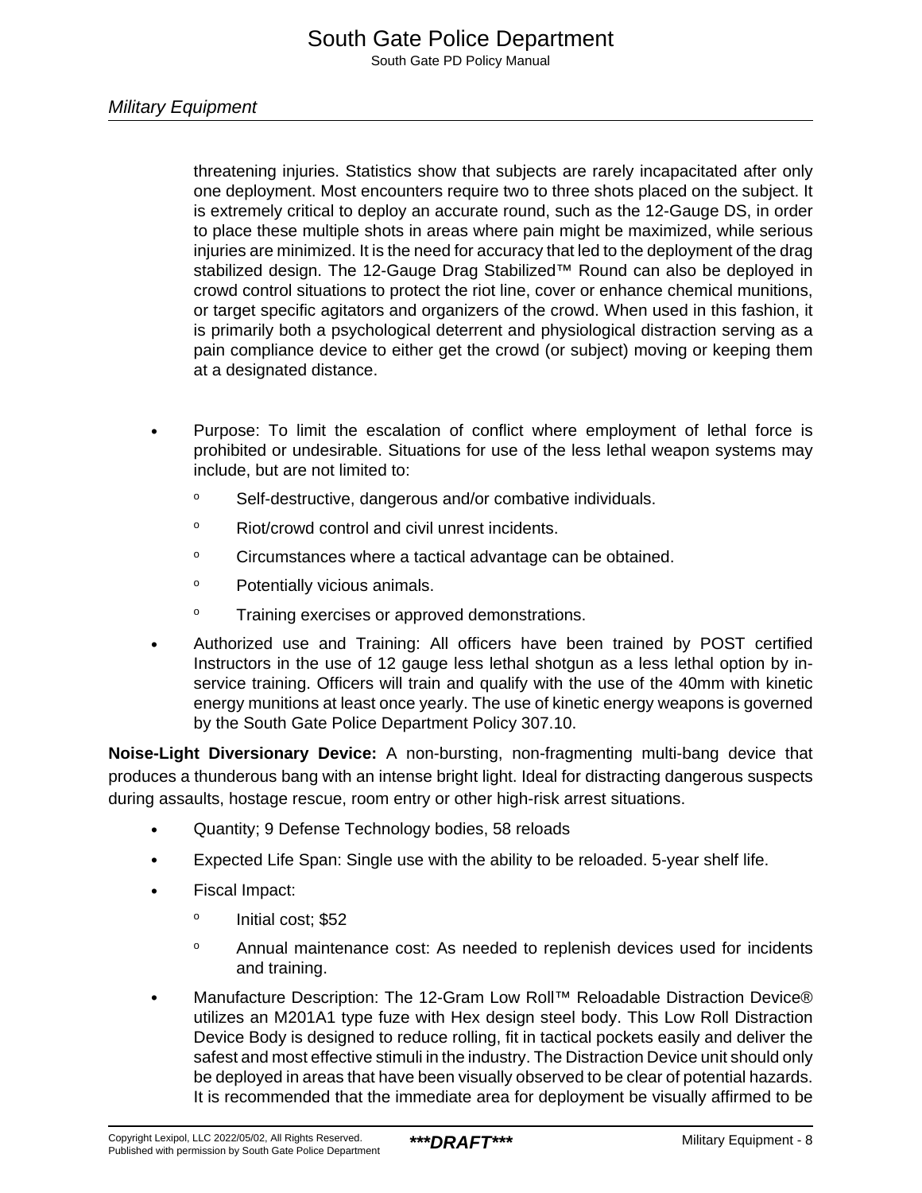threatening injuries. Statistics show that subjects are rarely incapacitated after only one deployment. Most encounters require two to three shots placed on the subject. It is extremely critical to deploy an accurate round, such as the 12-Gauge DS, in order to place these multiple shots in areas where pain might be maximized, while serious injuries are minimized. It is the need for accuracy that led to the deployment of the drag stabilized design. The 12-Gauge Drag Stabilized™ Round can also be deployed in crowd control situations to protect the riot line, cover or enhance chemical munitions, or target specific agitators and organizers of the crowd. When used in this fashion, it is primarily both a psychological deterrent and physiological distraction serving as a pain compliance device to either get the crowd (or subject) moving or keeping them at a designated distance.

- Purpose: To limit the escalation of conflict where employment of lethal force is prohibited or undesirable. Situations for use of the less lethal weapon systems may include, but are not limited to:
    - Self-destructive, dangerous and/or combative individuals.
    - Riot/crowd control and civil unrest incidents.
    - Circumstances where a tactical advantage can be obtained.
    - Potentially vicious animals.
    - Training exercises or approved demonstrations.
- Authorized use and Training: All officers have been trained by POST certified Instructors in the use of 12 gauge less lethal shotgun as a less lethal option by in-service training. Officers will train and qualify with the use of the 40mm with kinetic energy munitions at least once yearly. The use of kinetic energy weapons is governed by the South Gate Police Department Policy 307.10.

**Noise-Light Diversionary Device:** A non-bursting, non-fragmenting multi-bang device that produces a thunderous bang with an intense bright light. Ideal for distracting dangerous suspects during assaults, hostage rescue, room entry or other high-risk arrest situations.

- Quantity; 9 Defense Technology bodies, 58 reloads
- Expected Life Span: Single use with the ability to be reloaded. 5-year shelf life.
- Fiscal Impact:
    - Initial cost; $52
    - Annual maintenance cost: As needed to replenish devices used for incidents and training.
- Manufacture Description: The 12-Gram Low Roll™ Reloadable Distraction Device® utilizes an M201A1 type fuze with Hex design steel body. This Low Roll Distraction Device Body is designed to reduce rolling, fit in tactical pockets easily and deliver the safest and most effective stimuli in the industry. The Distraction Device unit should only be deployed in areas that have been visually observed to be clear of potential hazards. It is recommended that the immediate area for deployment be visually affirmed to be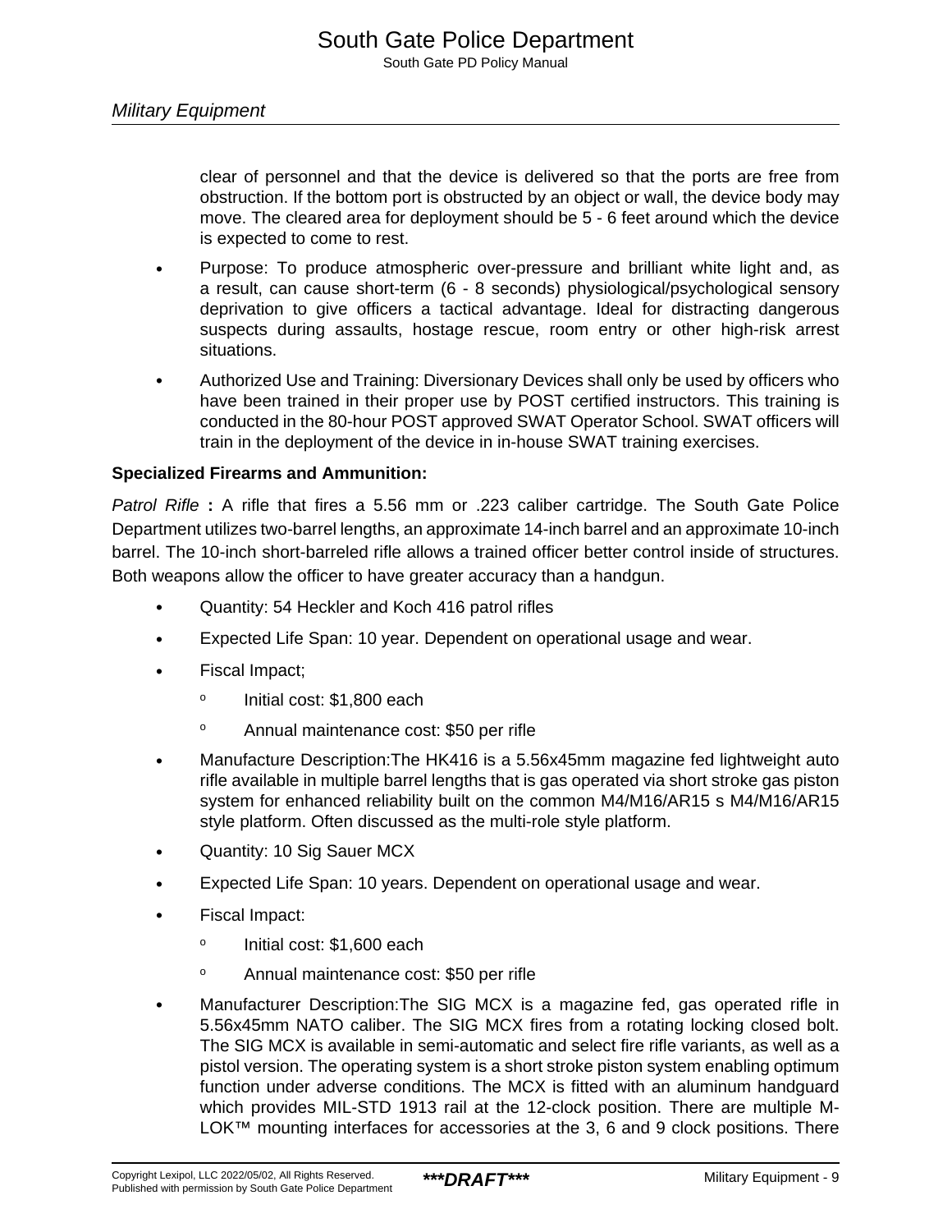clear of personnel and that the device is delivered so that the ports are free from obstruction. If the bottom port is obstructed by an object or wall, the device body may move. The cleared area for deployment should be 5 - 6 feet around which the device is expected to come to rest.

- Purpose: To produce atmospheric over-pressure and brilliant white light and, as a result, can cause short-term (6 - 8 seconds) physiological/psychological sensory deprivation to give officers a tactical advantage. Ideal for distracting dangerous suspects during assaults, hostage rescue, room entry or other high-risk arrest situations.
- Authorized Use and Training: Diversionary Devices shall only be used by officers who have been trained in their proper use by POST certified instructors. This training is conducted in the 80-hour POST approved SWAT Operator School. SWAT officers will train in the deployment of the device in in-house SWAT training exercises.

**Specialized Firearms and Ammunition:**

*Patrol Rifle* **:** A rifle that fires a 5.56 mm or .223 caliber cartridge. The South Gate Police Department utilizes two-barrel lengths, an approximate 14-inch barrel and an approximate 10-inch barrel. The 10-inch short-barreled rifle allows a trained officer better control inside of structures. Both weapons allow the officer to have greater accuracy than a handgun.

- Quantity: 54 Heckler and Koch 416 patrol rifles
- Expected Life Span: 10 year. Dependent on operational usage and wear.
- Fiscal Impact;
  - Initial cost: $1,800 each
  - Annual maintenance cost: $50 per rifle
- Manufacture Description:The HK416 is a 5.56x45mm magazine fed lightweight auto rifle available in multiple barrel lengths that is gas operated via short stroke gas piston system for enhanced reliability built on the common M4/M16/AR15 s M4/M16/AR15 style platform. Often discussed as the multi-role style platform.
- Quantity: 10 Sig Sauer MCX
- Expected Life Span: 10 years. Dependent on operational usage and wear.
- Fiscal Impact:
  - Initial cost: $1,600 each
  - Annual maintenance cost: $50 per rifle
- Manufacturer Description:The SIG MCX is a magazine fed, gas operated rifle in 5.56x45mm NATO caliber. The SIG MCX fires from a rotating locking closed bolt. The SIG MCX is available in semi-automatic and select fire rifle variants, as well as a pistol version. The operating system is a short stroke piston system enabling optimum function under adverse conditions. The MCX is fitted with an aluminum handguard which provides MIL-STD 1913 rail at the 12-clock position. There are multiple M-LOK™ mounting interfaces for accessories at the 3, 6 and 9 clock positions. There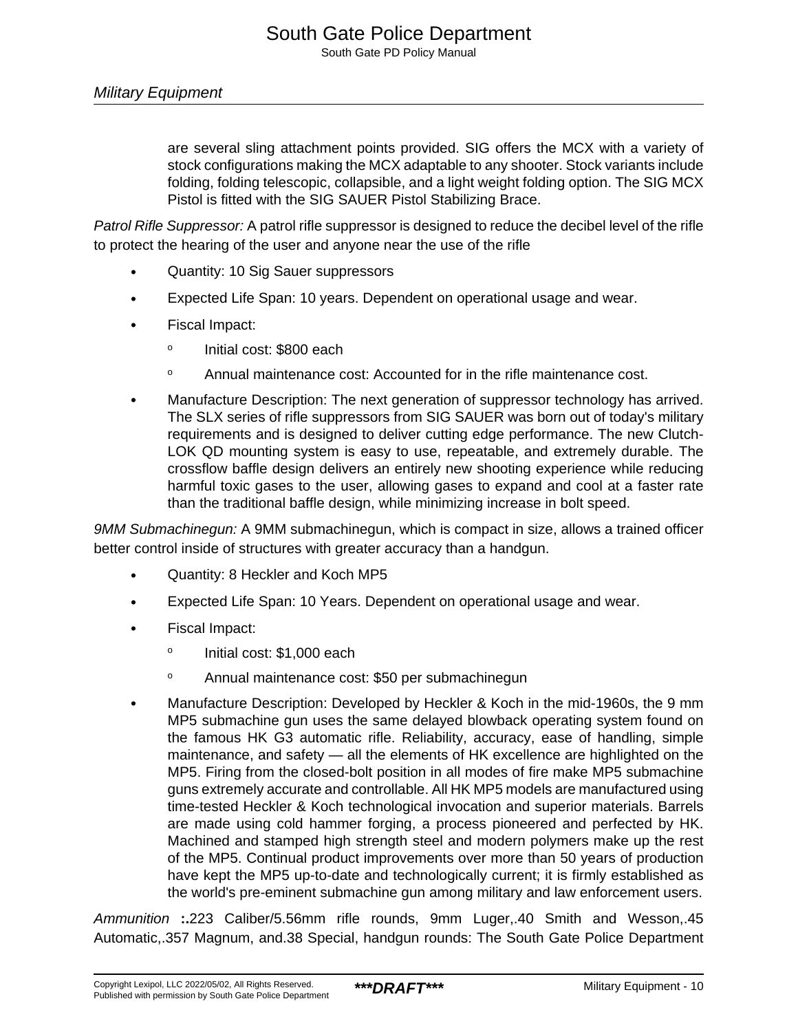are several sling attachment points provided. SIG offers the MCX with a variety of stock configurations making the MCX adaptable to any shooter. Stock variants include folding, folding telescopic, collapsible, and a light weight folding option. The SIG MCX Pistol is fitted with the SIG SAUER Pistol Stabilizing Brace.

*Patrol Rifle Suppressor:* A patrol rifle suppressor is designed to reduce the decibel level of the rifle to protect the hearing of the user and anyone near the use of the rifle

- Quantity: 10 Sig Sauer suppressors
- Expected Life Span: 10 years. Dependent on operational usage and wear.
- Fiscal Impact:
    - Initial cost: $800 each
    - Annual maintenance cost: Accounted for in the rifle maintenance cost.
- Manufacture Description: The next generation of suppressor technology has arrived. The SLX series of rifle suppressors from SIG SAUER was born out of today's military requirements and is designed to deliver cutting edge performance. The new Clutch-LOK QD mounting system is easy to use, repeatable, and extremely durable. The crossflow baffle design delivers an entirely new shooting experience while reducing harmful toxic gases to the user, allowing gases to expand and cool at a faster rate than the traditional baffle design, while minimizing increase in bolt speed.

*9MM Submachinegun:* A 9MM submachinegun, which is compact in size, allows a trained officer better control inside of structures with greater accuracy than a handgun.

- Quantity: 8 Heckler and Koch MP5
- Expected Life Span: 10 Years. Dependent on operational usage and wear.
- Fiscal Impact:
    - Initial cost: $1,000 each
    - Annual maintenance cost: $50 per submachinegun
- Manufacture Description: Developed by Heckler & Koch in the mid-1960s, the 9 mm MP5 submachine gun uses the same delayed blowback operating system found on the famous HK G3 automatic rifle. Reliability, accuracy, ease of handling, simple maintenance, and safety — all the elements of HK excellence are highlighted on the MP5. Firing from the closed-bolt position in all modes of fire make MP5 submachine guns extremely accurate and controllable. All HK MP5 models are manufactured using time-tested Heckler & Koch technological invocation and superior materials. Barrels are made using cold hammer forging, a process pioneered and perfected by HK. Machined and stamped high strength steel and modern polymers make up the rest of the MP5. Continual product improvements over more than 50 years of production have kept the MP5 up-to-date and technologically current; it is firmly established as the world's pre-eminent submachine gun among military and law enforcement users.

*Ammunition* **:.**223 Caliber/5.56mm rifle rounds, 9mm Luger,.40 Smith and Wesson,.45 Automatic,.357 Magnum, and.38 Special, handgun rounds: The South Gate Police Department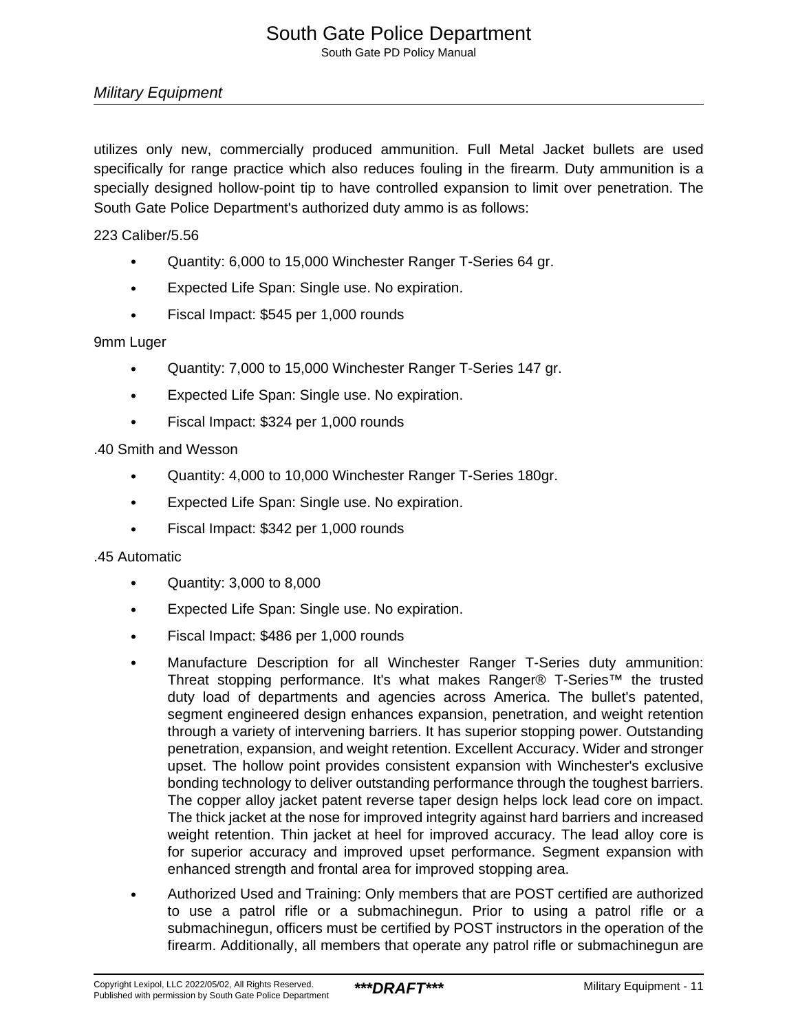utilizes only new, commercially produced ammunition. Full Metal Jacket bullets are used specifically for range practice which also reduces fouling in the firearm. Duty ammunition is a specially designed hollow-point tip to have controlled expansion to limit over penetration. The South Gate Police Department's authorized duty ammo is as follows:

223 Caliber/5.56

- Quantity: 6,000 to 15,000 Winchester Ranger T-Series 64 gr.
- Expected Life Span: Single use. No expiration.
- Fiscal Impact: $545 per 1,000 rounds

9mm Luger

- Quantity: 7,000 to 15,000 Winchester Ranger T-Series 147 gr.
- Expected Life Span: Single use. No expiration.
- Fiscal Impact: $324 per 1,000 rounds

.40 Smith and Wesson

- Quantity: 4,000 to 10,000 Winchester Ranger T-Series 180gr.
- Expected Life Span: Single use. No expiration.
- Fiscal Impact: $342 per 1,000 rounds

.45 Automatic

- Quantity: 3,000 to 8,000
- Expected Life Span: Single use. No expiration.
- Fiscal Impact: $486 per 1,000 rounds
- Manufacture Description for all Winchester Ranger T-Series duty ammunition: Threat stopping performance. It's what makes Ranger® T-Series™ the trusted duty load of departments and agencies across America. The bullet's patented, segment engineered design enhances expansion, penetration, and weight retention through a variety of intervening barriers. It has superior stopping power. Outstanding penetration, expansion, and weight retention. Excellent Accuracy. Wider and stronger upset. The hollow point provides consistent expansion with Winchester's exclusive bonding technology to deliver outstanding performance through the toughest barriers. The copper alloy jacket patent reverse taper design helps lock lead core on impact. The thick jacket at the nose for improved integrity against hard barriers and increased weight retention. Thin jacket at heel for improved accuracy. The lead alloy core is for superior accuracy and improved upset performance. Segment expansion with enhanced strength and frontal area for improved stopping area.
- Authorized Used and Training: Only members that are POST certified are authorized to use a patrol rifle or a submachinegun. Prior to using a patrol rifle or a submachinegun, officers must be certified by POST instructors in the operation of the firearm. Additionally, all members that operate any patrol rifle or submachinegun are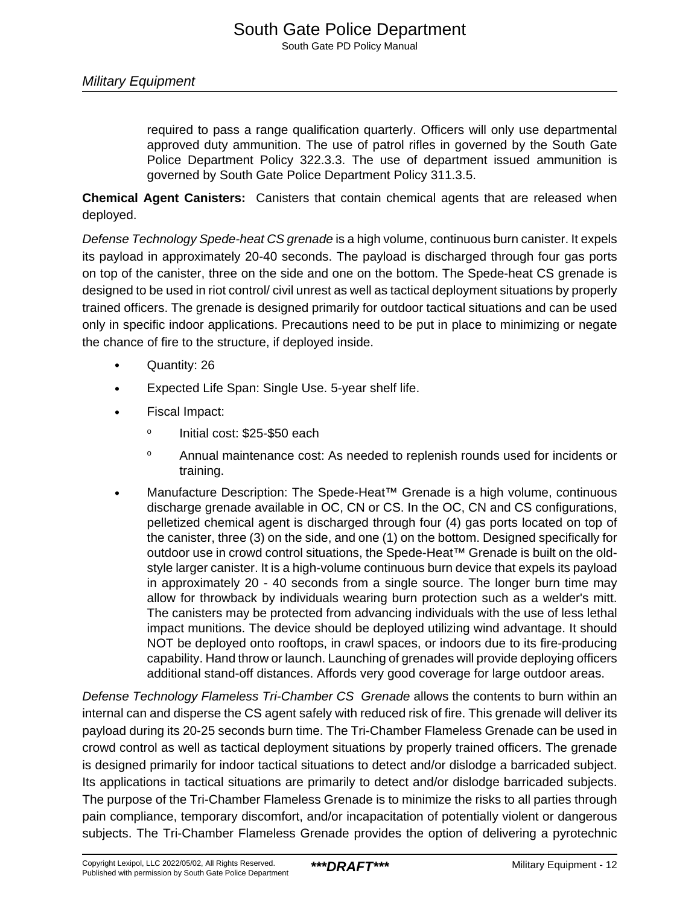required to pass a range qualification quarterly. Officers will only use departmental approved duty ammunition. The use of patrol rifles in governed by the South Gate Police Department Policy 322.3.3. The use of department issued ammunition is governed by South Gate Police Department Policy 311.3.5.

**Chemical Agent Canisters:** Canisters that contain chemical agents that are released when deployed.

*Defense Technology Spede-heat CS grenade* is a high volume, continuous burn canister. It expels its payload in approximately 20-40 seconds. The payload is discharged through four gas ports on top of the canister, three on the side and one on the bottom. The Spede-heat CS grenade is designed to be used in riot control/ civil unrest as well as tactical deployment situations by properly trained officers. The grenade is designed primarily for outdoor tactical situations and can be used only in specific indoor applications. Precautions need to be put in place to minimizing or negate the chance of fire to the structure, if deployed inside.

- Quantity: 26
- Expected Life Span: Single Use. 5-year shelf life.
- Fiscal Impact:
  - Initial cost: $25-$50 each
  - Annual maintenance cost: As needed to replenish rounds used for incidents or training.
- Manufacture Description: The Spede-Heat™ Grenade is a high volume, continuous discharge grenade available in OC, CN or CS. In the OC, CN and CS configurations, pelletized chemical agent is discharged through four (4) gas ports located on top of the canister, three (3) on the side, and one (1) on the bottom. Designed specifically for outdoor use in crowd control situations, the Spede-Heat™ Grenade is built on the old-style larger canister. It is a high-volume continuous burn device that expels its payload in approximately 20 - 40 seconds from a single source. The longer burn time may allow for throwback by individuals wearing burn protection such as a welder's mitt. The canisters may be protected from advancing individuals with the use of less lethal impact munitions. The device should be deployed utilizing wind advantage. It should NOT be deployed onto rooftops, in crawl spaces, or indoors due to its fire-producing capability. Hand throw or launch. Launching of grenades will provide deploying officers additional stand-off distances. Affords very good coverage for large outdoor areas.

*Defense Technology Flameless Tri-Chamber CS Grenade* allows the contents to burn within an internal can and disperse the CS agent safely with reduced risk of fire. This grenade will deliver its payload during its 20-25 seconds burn time. The Tri-Chamber Flameless Grenade can be used in crowd control as well as tactical deployment situations by properly trained officers. The grenade is designed primarily for indoor tactical situations to detect and/or dislodge a barricaded subject. Its applications in tactical situations are primarily to detect and/or dislodge barricaded subjects. The purpose of the Tri-Chamber Flameless Grenade is to minimize the risks to all parties through pain compliance, temporary discomfort, and/or incapacitation of potentially violent or dangerous subjects. The Tri-Chamber Flameless Grenade provides the option of delivering a pyrotechnic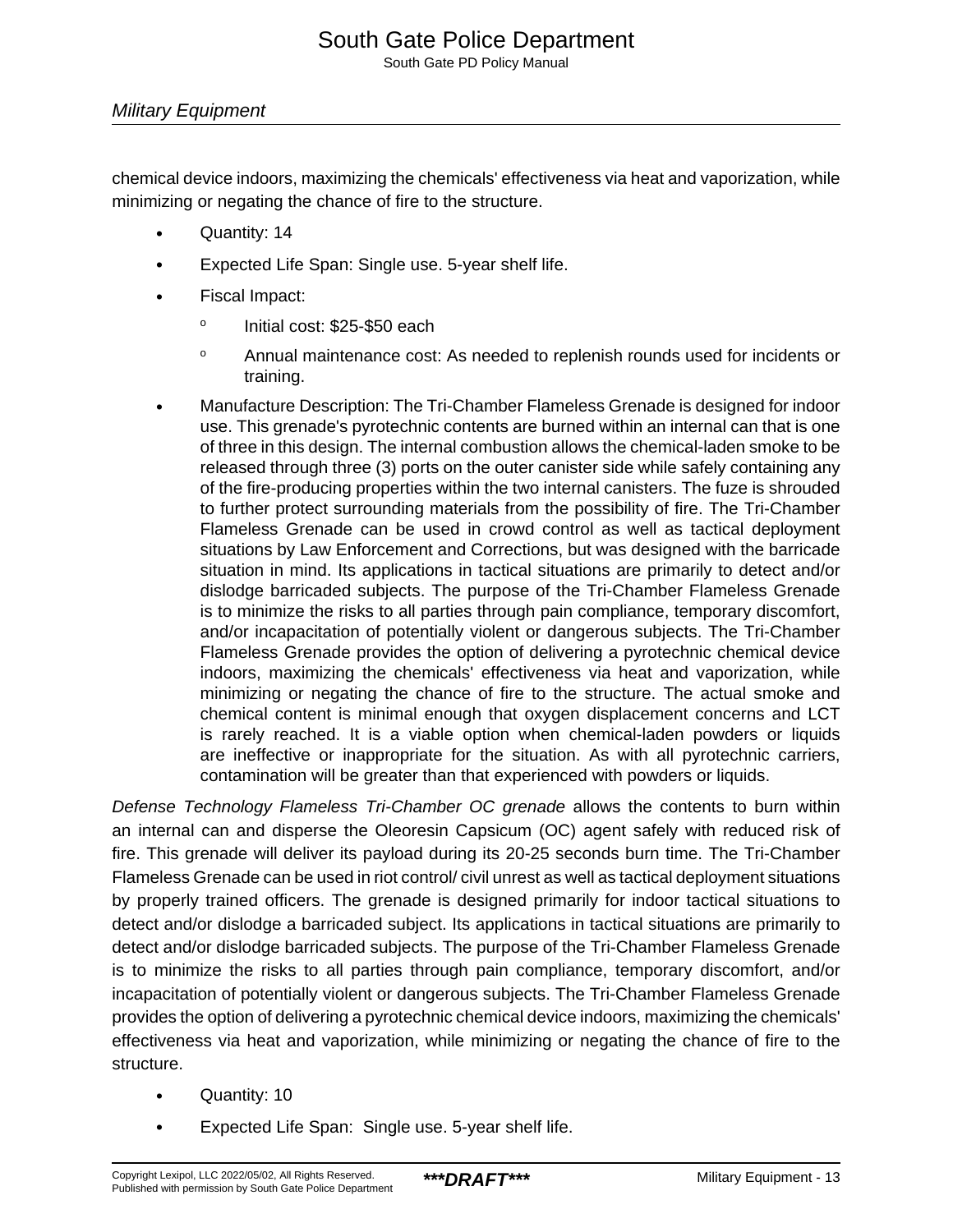chemical device indoors, maximizing the chemicals' effectiveness via heat and vaporization, while minimizing or negating the chance of fire to the structure.

- Quantity: 14
- Expected Life Span: Single use. 5-year shelf life.
- Fiscal Impact:
  - Initial cost: $25-$50 each
  - Annual maintenance cost: As needed to replenish rounds used for incidents or training.
- Manufacture Description: The Tri-Chamber Flameless Grenade is designed for indoor use. This grenade's pyrotechnic contents are burned within an internal can that is one of three in this design. The internal combustion allows the chemical-laden smoke to be released through three (3) ports on the outer canister side while safely containing any of the fire-producing properties within the two internal canisters. The fuze is shrouded to further protect surrounding materials from the possibility of fire. The Tri-Chamber Flameless Grenade can be used in crowd control as well as tactical deployment situations by Law Enforcement and Corrections, but was designed with the barricade situation in mind. Its applications in tactical situations are primarily to detect and/or dislodge barricaded subjects. The purpose of the Tri-Chamber Flameless Grenade is to minimize the risks to all parties through pain compliance, temporary discomfort, and/or incapacitation of potentially violent or dangerous subjects. The Tri-Chamber Flameless Grenade provides the option of delivering a pyrotechnic chemical device indoors, maximizing the chemicals' effectiveness via heat and vaporization, while minimizing or negating the chance of fire to the structure. The actual smoke and chemical content is minimal enough that oxygen displacement concerns and LCT is rarely reached. It is a viable option when chemical-laden powders or liquids are ineffective or inappropriate for the situation. As with all pyrotechnic carriers, contamination will be greater than that experienced with powders or liquids.

*Defense Technology Flameless Tri-Chamber OC grenade* allows the contents to burn within an internal can and disperse the Oleoresin Capsicum (OC) agent safely with reduced risk of fire. This grenade will deliver its payload during its 20-25 seconds burn time. The Tri-Chamber Flameless Grenade can be used in riot control/ civil unrest as well as tactical deployment situations by properly trained officers. The grenade is designed primarily for indoor tactical situations to detect and/or dislodge a barricaded subject. Its applications in tactical situations are primarily to detect and/or dislodge barricaded subjects. The purpose of the Tri-Chamber Flameless Grenade is to minimize the risks to all parties through pain compliance, temporary discomfort, and/or incapacitation of potentially violent or dangerous subjects. The Tri-Chamber Flameless Grenade provides the option of delivering a pyrotechnic chemical device indoors, maximizing the chemicals' effectiveness via heat and vaporization, while minimizing or negating the chance of fire to the structure.

- Quantity: 10
- Expected Life Span: Single use. 5-year shelf life.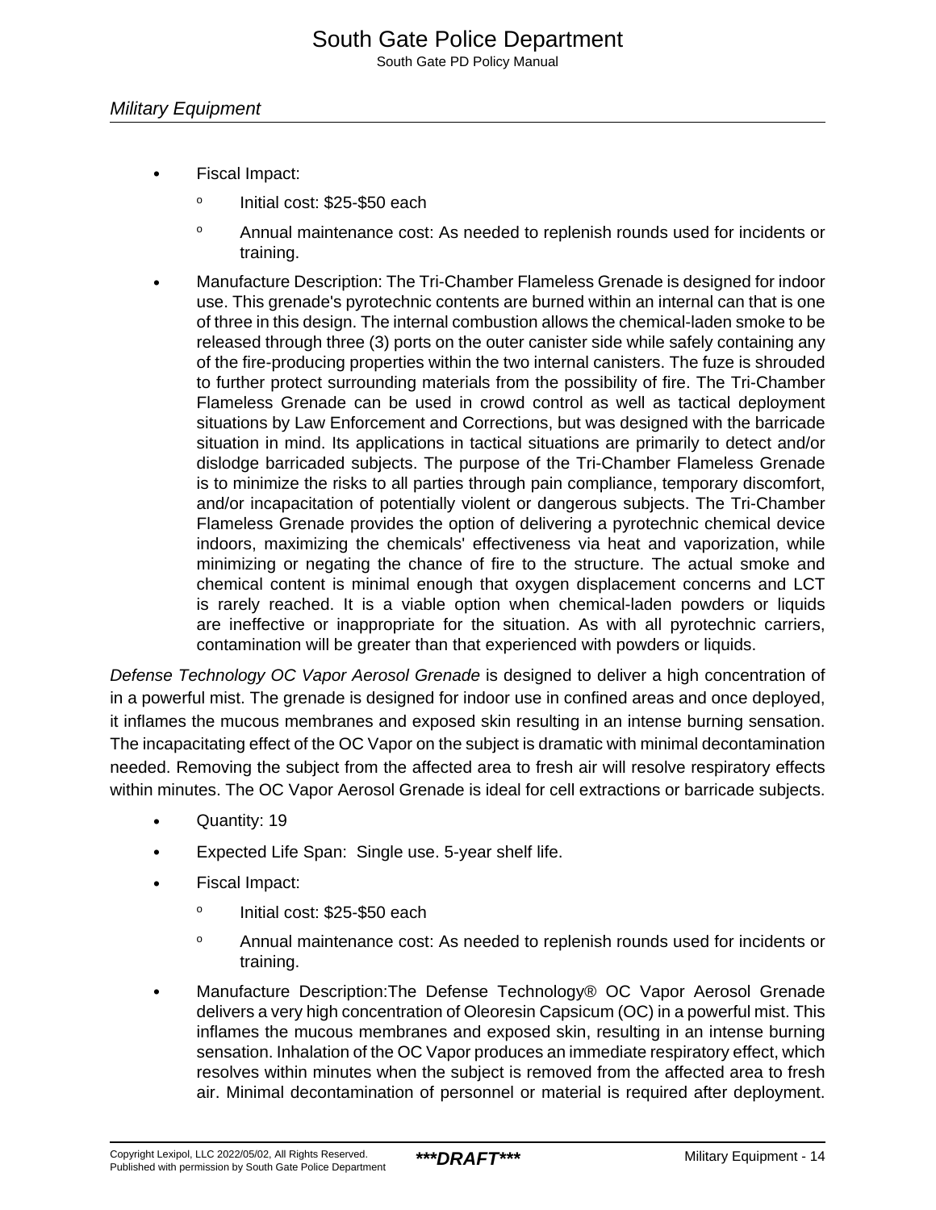- Fiscal Impact:
    - Initial cost: $25-$50 each
    - Annual maintenance cost: As needed to replenish rounds used for incidents or training.
- Manufacture Description: The Tri-Chamber Flameless Grenade is designed for indoor use. This grenade's pyrotechnic contents are burned within an internal can that is one of three in this design. The internal combustion allows the chemical-laden smoke to be released through three (3) ports on the outer canister side while safely containing any of the fire-producing properties within the two internal canisters. The fuze is shrouded to further protect surrounding materials from the possibility of fire. The Tri-Chamber Flameless Grenade can be used in crowd control as well as tactical deployment situations by Law Enforcement and Corrections, but was designed with the barricade situation in mind. Its applications in tactical situations are primarily to detect and/or dislodge barricaded subjects. The purpose of the Tri-Chamber Flameless Grenade is to minimize the risks to all parties through pain compliance, temporary discomfort, and/or incapacitation of potentially violent or dangerous subjects. The Tri-Chamber Flameless Grenade provides the option of delivering a pyrotechnic chemical device indoors, maximizing the chemicals' effectiveness via heat and vaporization, while minimizing or negating the chance of fire to the structure. The actual smoke and chemical content is minimal enough that oxygen displacement concerns and LCT is rarely reached. It is a viable option when chemical-laden powders or liquids are ineffective or inappropriate for the situation. As with all pyrotechnic carriers, contamination will be greater than that experienced with powders or liquids.

*Defense Technology OC Vapor Aerosol Grenade* is designed to deliver a high concentration of in a powerful mist. The grenade is designed for indoor use in confined areas and once deployed, it inflames the mucous membranes and exposed skin resulting in an intense burning sensation. The incapacitating effect of the OC Vapor on the subject is dramatic with minimal decontamination needed. Removing the subject from the affected area to fresh air will resolve respiratory effects within minutes. The OC Vapor Aerosol Grenade is ideal for cell extractions or barricade subjects.

- Quantity: 19
- Expected Life Span: Single use. 5-year shelf life.
- Fiscal Impact:
    - Initial cost: $25-$50 each
    - Annual maintenance cost: As needed to replenish rounds used for incidents or training.
- Manufacture Description:The Defense Technology® OC Vapor Aerosol Grenade delivers a very high concentration of Oleoresin Capsicum (OC) in a powerful mist. This inflames the mucous membranes and exposed skin, resulting in an intense burning sensation. Inhalation of the OC Vapor produces an immediate respiratory effect, which resolves within minutes when the subject is removed from the affected area to fresh air. Minimal decontamination of personnel or material is required after deployment.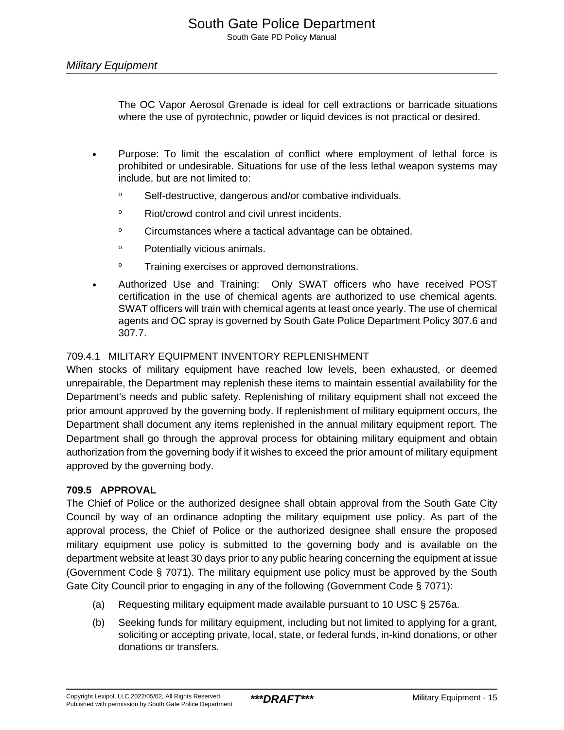The OC Vapor Aerosol Grenade is ideal for cell extractions or barricade situations where the use of pyrotechnic, powder or liquid devices is not practical or desired.

- Purpose: To limit the escalation of conflict where employment of lethal force is prohibited or undesirable. Situations for use of the less lethal weapon systems may include, but are not limited to:
  - Self-destructive, dangerous and/or combative individuals.
  - Riot/crowd control and civil unrest incidents.
  - Circumstances where a tactical advantage can be obtained.
  - Potentially vicious animals.
  - Training exercises or approved demonstrations.
- Authorized Use and Training: Only SWAT officers who have received POST certification in the use of chemical agents are authorized to use chemical agents. SWAT officers will train with chemical agents at least once yearly. The use of chemical agents and OC spray is governed by South Gate Police Department Policy 307.6 and 307.7.

### 709.4.1 MILITARY EQUIPMENT INVENTORY REPLENISHMENT

When stocks of military equipment have reached low levels, been exhausted, or deemed unrepairable, the Department may replenish these items to maintain essential availability for the Department's needs and public safety. Replenishing of military equipment shall not exceed the prior amount approved by the governing body. If replenishment of military equipment occurs, the Department shall document any items replenished in the annual military equipment report. The Department shall go through the approval process for obtaining military equipment and obtain authorization from the governing body if it wishes to exceed the prior amount of military equipment approved by the governing body.

## 709.5 APPROVAL

The Chief of Police or the authorized designee shall obtain approval from the South Gate City Council by way of an ordinance adopting the military equipment use policy. As part of the approval process, the Chief of Police or the authorized designee shall ensure the proposed military equipment use policy is submitted to the governing body and is available on the department website at least 30 days prior to any public hearing concerning the equipment at issue (Government Code § 7071). The military equipment use policy must be approved by the South Gate City Council prior to engaging in any of the following (Government Code § 7071):

(a) Requesting military equipment made available pursuant to 10 USC § 2576a.

(b) Seeking funds for military equipment, including but not limited to applying for a grant, soliciting or accepting private, local, state, or federal funds, in-kind donations, or other donations or transfers.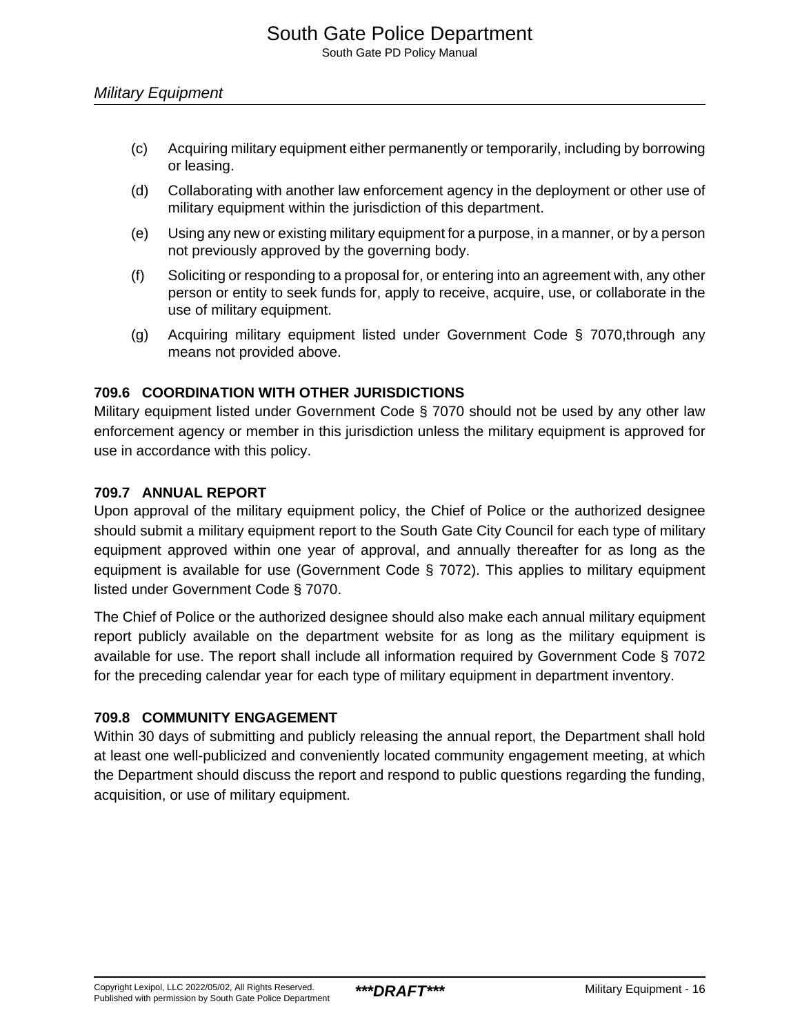(c) Acquiring military equipment either permanently or temporarily, including by borrowing or leasing.

(d) Collaborating with another law enforcement agency in the deployment or other use of military equipment within the jurisdiction of this department.

(e) Using any new or existing military equipment for a purpose, in a manner, or by a person not previously approved by the governing body.

(f) Soliciting or responding to a proposal for, or entering into an agreement with, any other person or entity to seek funds for, apply to receive, acquire, use, or collaborate in the use of military equipment.

(g) Acquiring military equipment listed under Government Code § 7070,through any means not provided above.

### 709.6 COORDINATION WITH OTHER JURISDICTIONS

Military equipment listed under Government Code § 7070 should not be used by any other law enforcement agency or member in this jurisdiction unless the military equipment is approved for use in accordance with this policy.

### 709.7 ANNUAL REPORT

Upon approval of the military equipment policy, the Chief of Police or the authorized designee should submit a military equipment report to the South Gate City Council for each type of military equipment approved within one year of approval, and annually thereafter for as long as the equipment is available for use (Government Code § 7072). This applies to military equipment listed under Government Code § 7070.

The Chief of Police or the authorized designee should also make each annual military equipment report publicly available on the department website for as long as the military equipment is available for use. The report shall include all information required by Government Code § 7072 for the preceding calendar year for each type of military equipment in department inventory.

### 709.8 COMMUNITY ENGAGEMENT

Within 30 days of submitting and publicly releasing the annual report, the Department shall hold at least one well-publicized and conveniently located community engagement meeting, at which the Department should discuss the report and respond to public questions regarding the funding, acquisition, or use of military equipment.